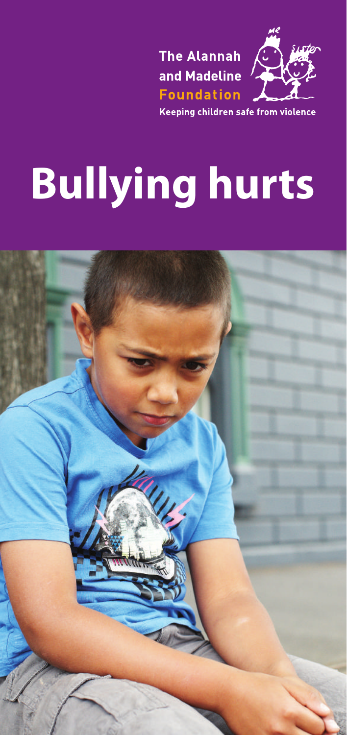**The Alannah and Madeline Foundation**

Keeping children safe from violence

# Bullying hurts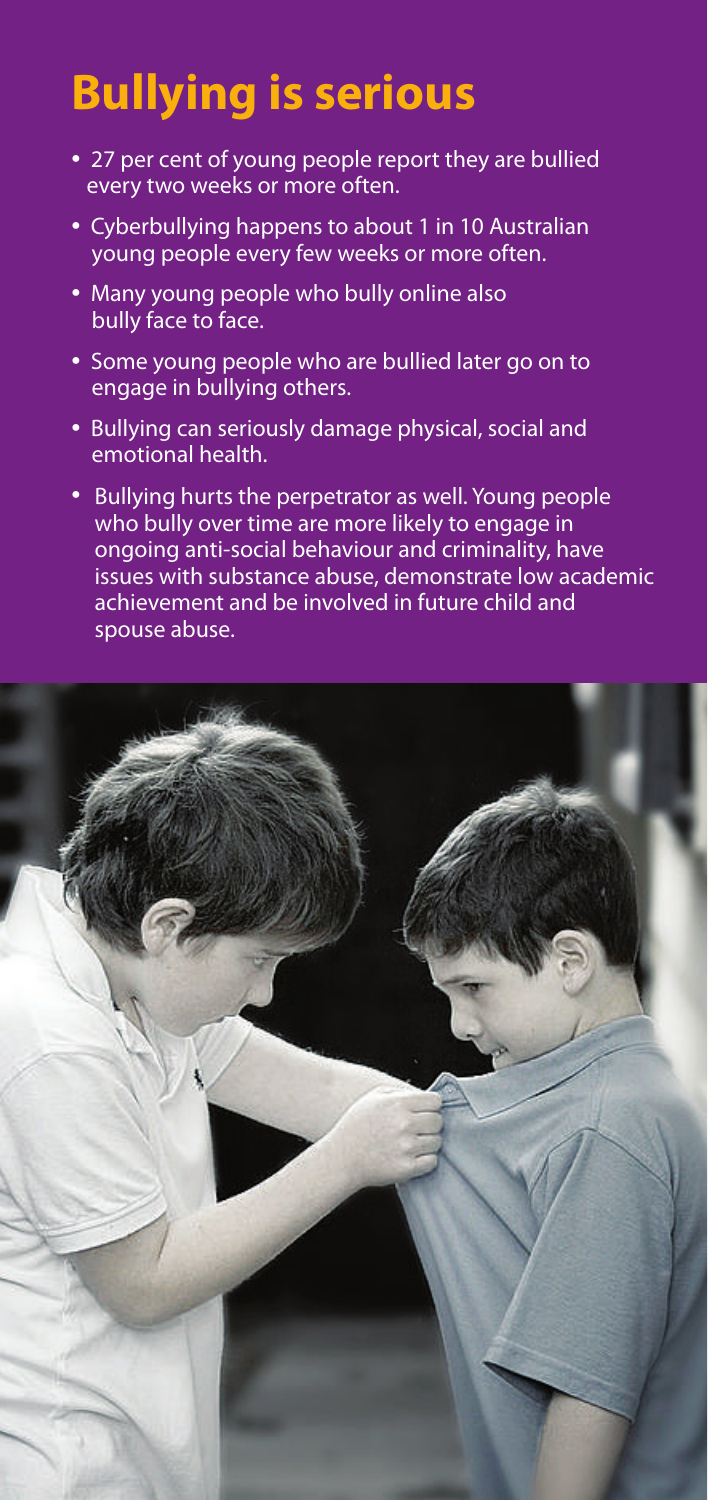# Bullying is serious

- 27 per cent of young people report they are bullied every two weeks or more often.
- Cyberbullying happens to about 1 in 10 Australian young people every few weeks or more often.
- Many young people who bully online also bully face to face.
- Some young people who are bullied later go on to engage in bullying others.
- Bullying can seriously damage physical, social and emotional health.
- Bullying hurts the perpetrator as well. Young people who bully over time are more likely to engage in ongoing anti-social behaviour and criminality, have issues with substance abuse, demonstrate low academic achievement and be involved in future child and spouse abuse.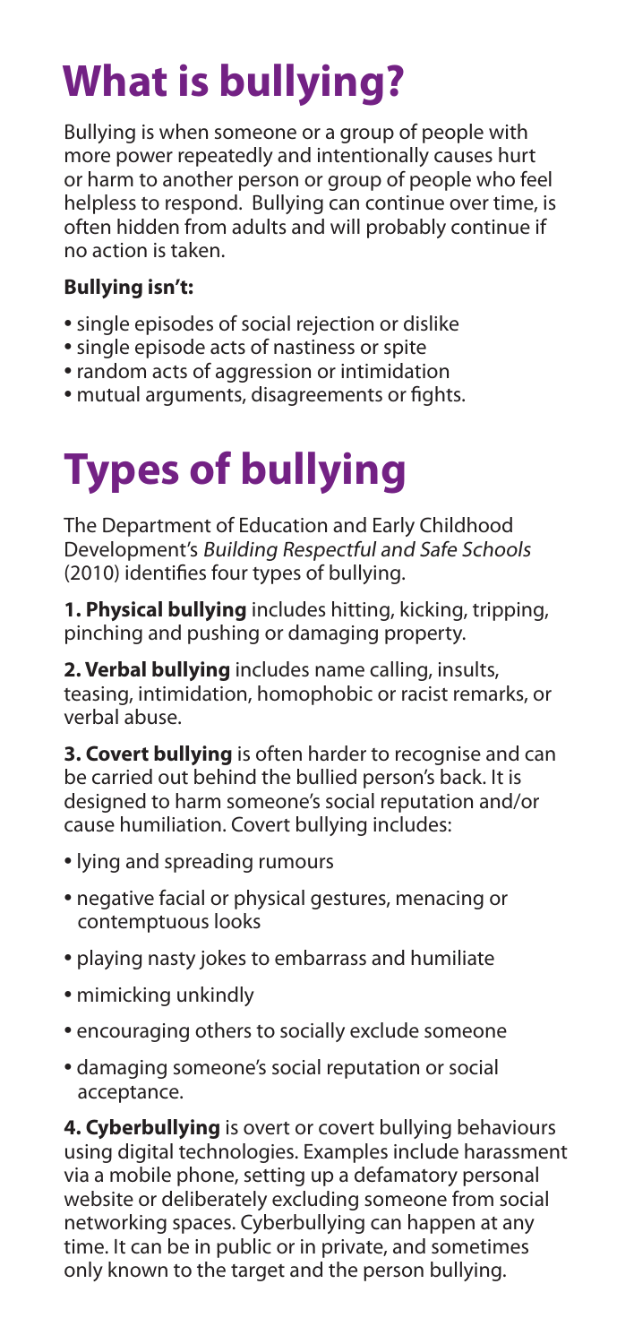# What is bullying?

Bullying is when someone or a group of people with more power repeatedly and intentionally causes hurt or harm to another person or group of people who feel helpless to respond. Bullying can continue over time, is often hidden from adults and will probably continue if no action is taken.

**Bullying isn't:**

- single episodes of social rejection or dislike
- single episode acts of nastiness or spite
- random acts of aggression or intimidation
- mutual arguments, disagreements or fights.

# Types of bullying

The Department of Education and Early Childhood Development's *Building Respectful and Safe Schools* (2010) identifies four types of bullying.

**1. Physical bullying** includes hitting, kicking, tripping, pinching and pushing or damaging property.

**2. Verbal bullying** includes name calling, insults, teasing, intimidation, homophobic or racist remarks, or verbal abuse.

**3. Covert bullying** is often harder to recognise and can be carried out behind the bullied person's back. It is designed to harm someone's social reputation and/or cause humiliation. Covert bullying includes:

- lying and spreading rumours
- negative facial or physical gestures, menacing or contemptuous looks
- playing nasty jokes to embarrass and humiliate
- mimicking unkindly
- encouraging others to socially exclude someone
- damaging someone's social reputation or social acceptance.

**4. Cyberbullying** is overt or covert bullying behaviours using digital technologies. Examples include harassment via a mobile phone, setting up a defamatory personal website or deliberately excluding someone from social networking spaces. Cyberbullying can happen at any time. It can be in public or in private, and sometimes only known to the target and the person bullying.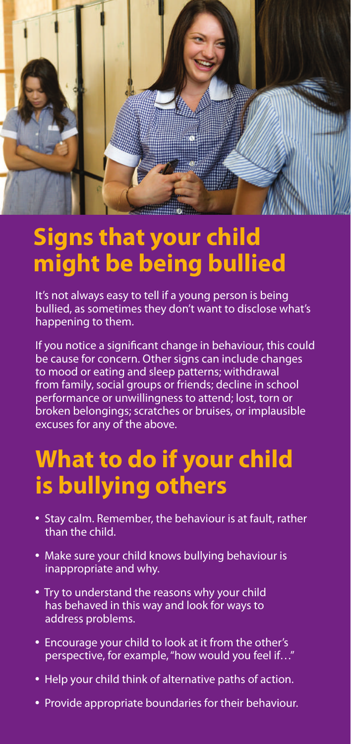## Signs that your child might be being bullied

It's not always easy to tell if a young person is being bullied, as sometimes they don't want to disclose what's happening to them.

If you notice a significant change in behaviour, this could be cause for concern. Other signs can include changes to mood or eating and sleep patterns; withdrawal from family, social groups or friends; decline in school performance or unwillingness to attend; lost, torn or broken belongings; scratches or bruises, or implausible excuses for any of the above.

## What to do if your child is bullying others

- Stay calm. Remember, the behaviour is at fault, rather than the child.
- Make sure your child knows bullying behaviour is inappropriate and why.
- Try to understand the reasons why your child has behaved in this way and look for ways to address problems.
- Encourage your child to look at it from the other's perspective, for example, "how would you feel if…"
- Help your child think of alternative paths of action.
- Provide appropriate boundaries for their behaviour.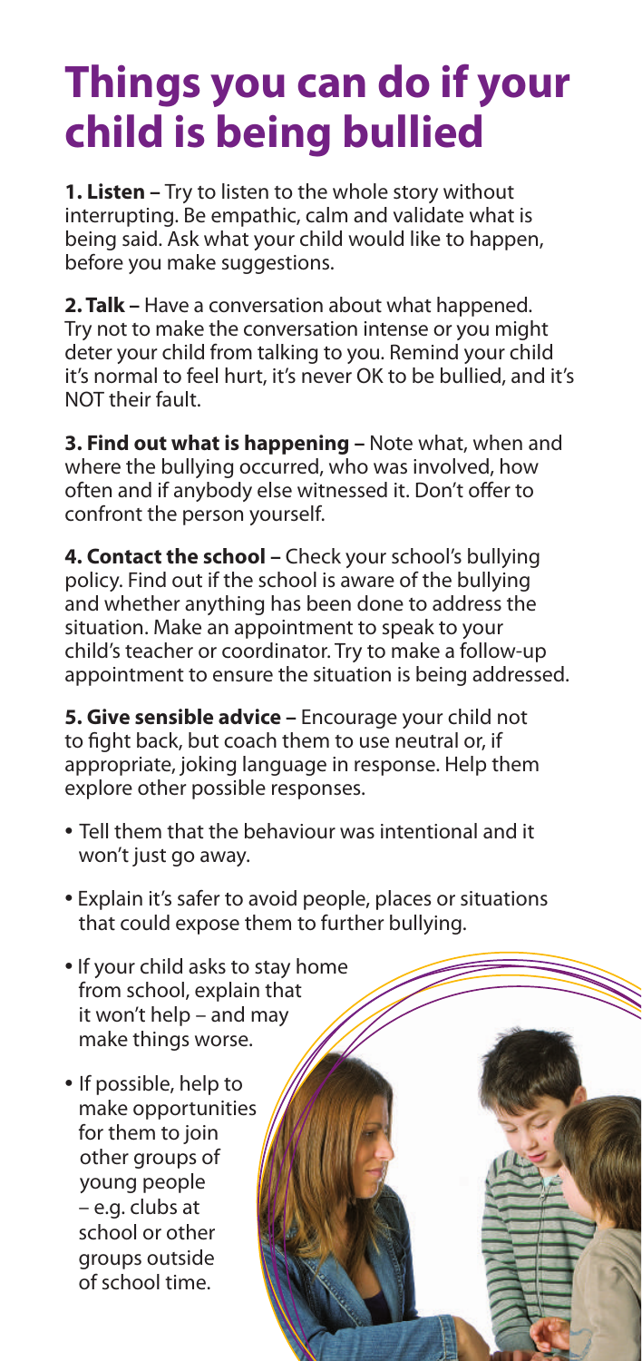# Things you can do if your child is being bullied

**1. Listen –** Try to listen to the whole story without interrupting. Be empathic, calm and validate what is being said. Ask what your child would like to happen, before you make suggestions.

**2. Talk –** Have a conversation about what happened. Try not to make the conversation intense or you might deter your child from talking to you. Remind your child it's normal to feel hurt, it's never OK to be bullied, and it's NOT their fault.

**3. Find out what is happening –** Note what, when and where the bullying occurred, who was involved, how often and if anybody else witnessed it. Don't offer to confront the person yourself.

**4. Contact the school –** Check your school's bullying policy. Find out if the school is aware of the bullying and whether anything has been done to address the situation. Make an appointment to speak to your child's teacher or coordinator. Try to make a follow-up appointment to ensure the situation is being addressed.

**5. Give sensible advice –** Encourage your child not to fight back, but coach them to use neutral or, if appropriate, joking language in response. Help them explore other possible responses.

- Tell them that the behaviour was intentional and it won't just go away.
- Explain it's safer to avoid people, places or situations that could expose them to further bullying.
- If your child asks to stay home from school, explain that it won't help – and may make things worse.
- If possible, help to make opportunities for them to join other groups of young people – e.g. clubs at school or other groups outside of school time.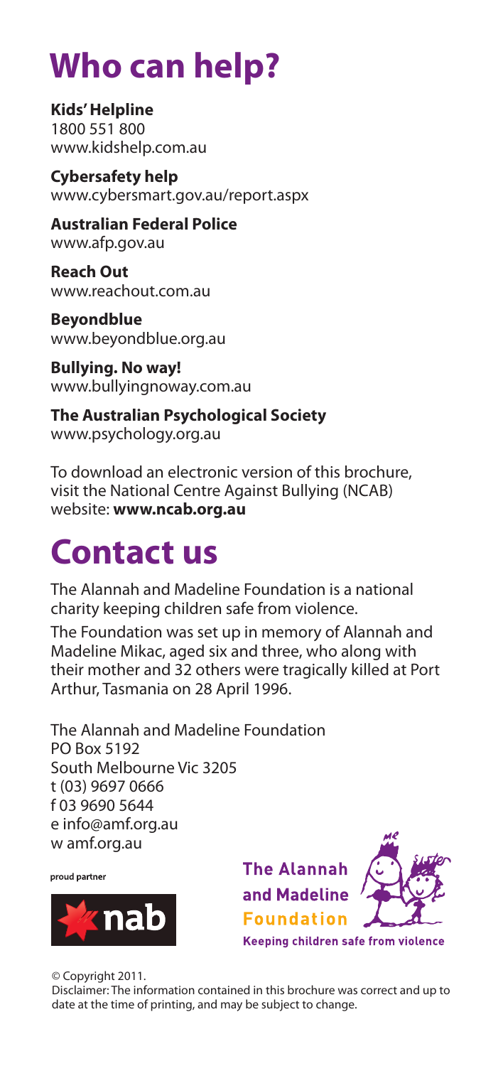# Who can help?

**Kids' Helpline**
1800 551 800
www.kidshelp.com.au

**Cybersafety help**
www.cybersmart.gov.au/report.aspx

**Australian Federal Police**
www.afp.gov.au

**Reach Out**
www.reachout.com.au

**Beyondblue**
www.beyondblue.org.au

**Bullying. No way!**
www.bullyingnoway.com.au

**The Australian Psychological Society**
www.psychology.org.au

To download an electronic version of this brochure, visit the National Centre Against Bullying (NCAB) website: **www.ncab.org.au**

# Contact us

The Alannah and Madeline Foundation is a national charity keeping children safe from violence.

The Foundation was set up in memory of Alannah and Madeline Mikac, aged six and three, who along with their mother and 32 others were tragically killed at Port Arthur, Tasmania on 28 April 1996.

The Alannah and Madeline Foundation
PO Box 5192
South Melbourne Vic 3205
t (03) 9697 0666
f 03 9690 5644
e info@amf.org.au
w amf.org.au

proud partner

nab

The Alannah and Madeline Foundation

Keeping children safe from violence

© Copyright 2011.
Disclaimer: The information contained in this brochure was correct and up to date at the time of printing, and may be subject to change.